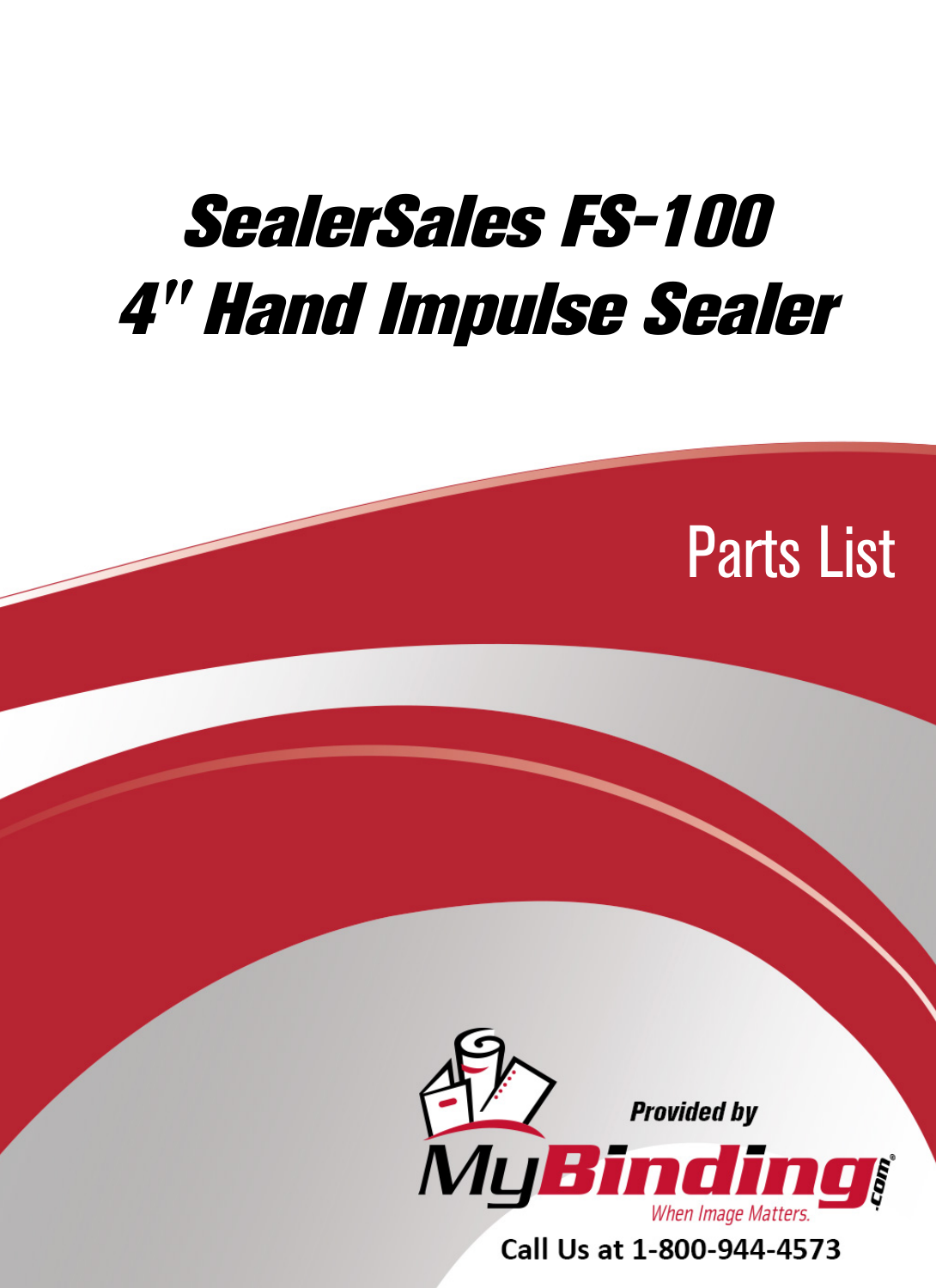# SealerSales FS-100 4" Hand Impulse Sealer

## Parts List

Provided by

MyBinding.com

When Image Matters.

Call Us at 1-800-944-4573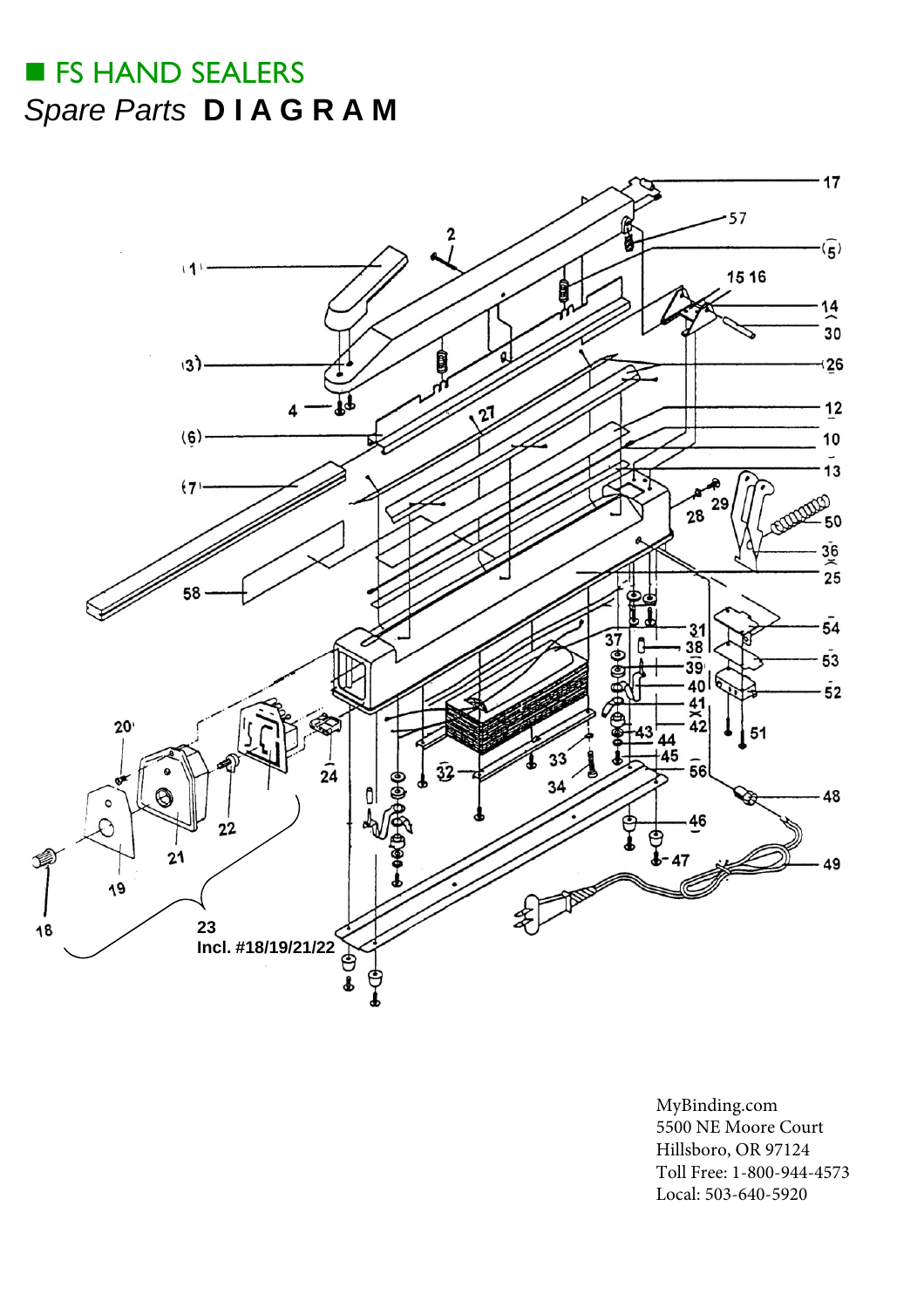# FS HAND SEALERS

*Spare Parts* **D I A G R A M**

MyBinding.com
5500 NE Moore Court
Hillsboro, OR 97124
Toll Free: 1-800-944-4573
Local: 503-640-5920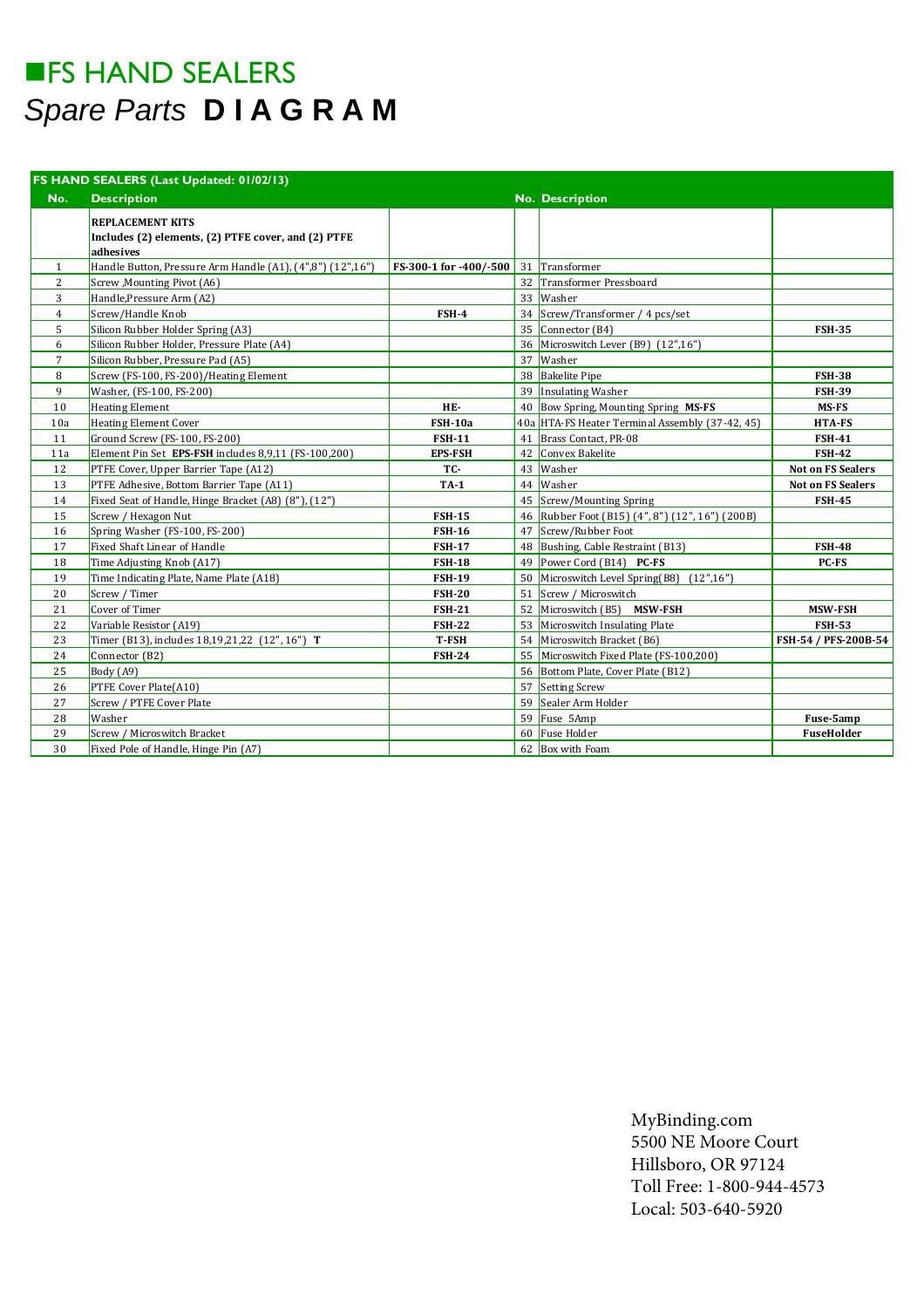# FS HAND SEALERS

## *Spare Parts* **DIAGRAM**

| FS HAND SEALERS (Last Updated: 01/02/13) | | | | | |
|---|---|---|---|---|---|
| **No.** | **Description** | | **No.** | **Description** | |
| | **REPLACEMENT KITS Includes (2) elements, (2) PTFE cover, and (2) PTFE adhesives** | | | | |
| 1 | Handle Button, Pressure Arm Handle (A1), (4",8") (12",16") | **FS-300-1 for -400/-500** | 31 | Transformer | |
| 2 | Screw ,Mounting Pivot (A6) | | 32 | Transformer Pressboard | |
| 3 | Handle,Pressure Arm (A2) | | 33 | Washer | |
| 4 | Screw/Handle Knob | **FSH-4** | 34 | Screw/Transformer / 4 pcs/set | |
| 5 | Silicon Rubber Holder Spring (A3) | | 35 | Connector (B4) | **FSH-35** |
| 6 | Silicon Rubber Holder, Pressure Plate (A4) | | 36 | Microswitch Lever (B9) (12",16") | |
| 7 | Silicon Rubber, Pressure Pad (A5) | | 37 | Washer | |
| 8 | Screw (FS-100, FS-200)/Heating Element | | 38 | Bakelite Pipe | **FSH-38** |
| 9 | Washer, (FS-100, FS-200) | | 39 | Insulating Washer | **FSH-39** |
| 10 | Heating Element | **HE-** | 40 | Bow Spring, Mounting Spring **MS-FS** | **MS-FS** |
| 10a | Heating Element Cover | **FSH-10a** | 40a | HTA-FS Heater Terminal Assembly (37-42, 45) | **HTA-FS** |
| 11 | Ground Screw (FS-100, FS-200) | **FSH-11** | 41 | Brass Contact, PR-08 | **FSH-41** |
| 11a | Element Pin Set **EPS-FSH** includes 8,9,11 (FS-100,200) | **EPS-FSH** | 42 | Convex Bakelite | **FSH-42** |
| 12 | PTFE Cover, Upper Barrier Tape (A12) | **TC-** | 43 | Washer | **Not on FS Sealers** |
| 13 | PTFE Adhesive, Bottom Barrier Tape (A11) | **TA-1** | 44 | Washer | **Not on FS Sealers** |
| 14 | Fixed Seat of Handle, Hinge Bracket (A8) (8"), (12") | | 45 | Screw/Mounting Spring | **FSH-45** |
| 15 | Screw / Hexagon Nut | **FSH-15** | 46 | Rubber Foot (B15) (4", 8") (12", 16") (200B) | |
| 16 | Spring Washer (FS-100, FS-200) | **FSH-16** | 47 | Screw/Rubber Foot | |
| 17 | Fixed Shaft Linear of Handle | **FSH-17** | 48 | Bushing, Cable Restraint (B13) | **FSH-48** |
| 18 | Time Adjusting Knob (A17) | **FSH-18** | 49 | Power Cord (B14) **PC-FS** | **PC-FS** |
| 19 | Time Indicating Plate, Name Plate (A18) | **FSH-19** | 50 | Microswitch Level Spring(B8) (12",16") | |
| 20 | Screw / Timer | **FSH-20** | 51 | Screw / Microswitch | |
| 21 | Cover of Timer | **FSH-21** | 52 | Microswitch (B5) **MSW-FSH** | **MSW-FSH** |
| 22 | Variable Resistor (A19) | **FSH-22** | 53 | Microswitch Insulating Plate | **FSH-53** |
| 23 | Timer (B13), includes 18,19,21,22 (12", 16") **T** | **T-FSH** | 54 | Microswitch Bracket (B6) | **FSH-54 / PFS-200B-54** |
| 24 | Connector (B2) | **FSH-24** | 55 | Microswitch Fixed Plate (FS-100,200) | |
| 25 | Body (A9) | | 56 | Bottom Plate, Cover Plate (B12) | |
| 26 | PTFE Cover Plate(A10) | | 57 | Setting Screw | |
| 27 | Screw / PTFE Cover Plate | | 59 | Sealer Arm Holder | |
| 28 | Washer | | 59 | Fuse 5Amp | **Fuse-5amp** |
| 29 | Screw / Microswitch Bracket | | 60 | Fuse Holder | **FuseHolder** |
| 30 | Fixed Pole of Handle, Hinge Pin (A7) | | 62 | Box with Foam | |

MyBinding.com
5500 NE Moore Court
Hillsboro, OR 97124
Toll Free: 1-800-944-4573
Local: 503-640-5920